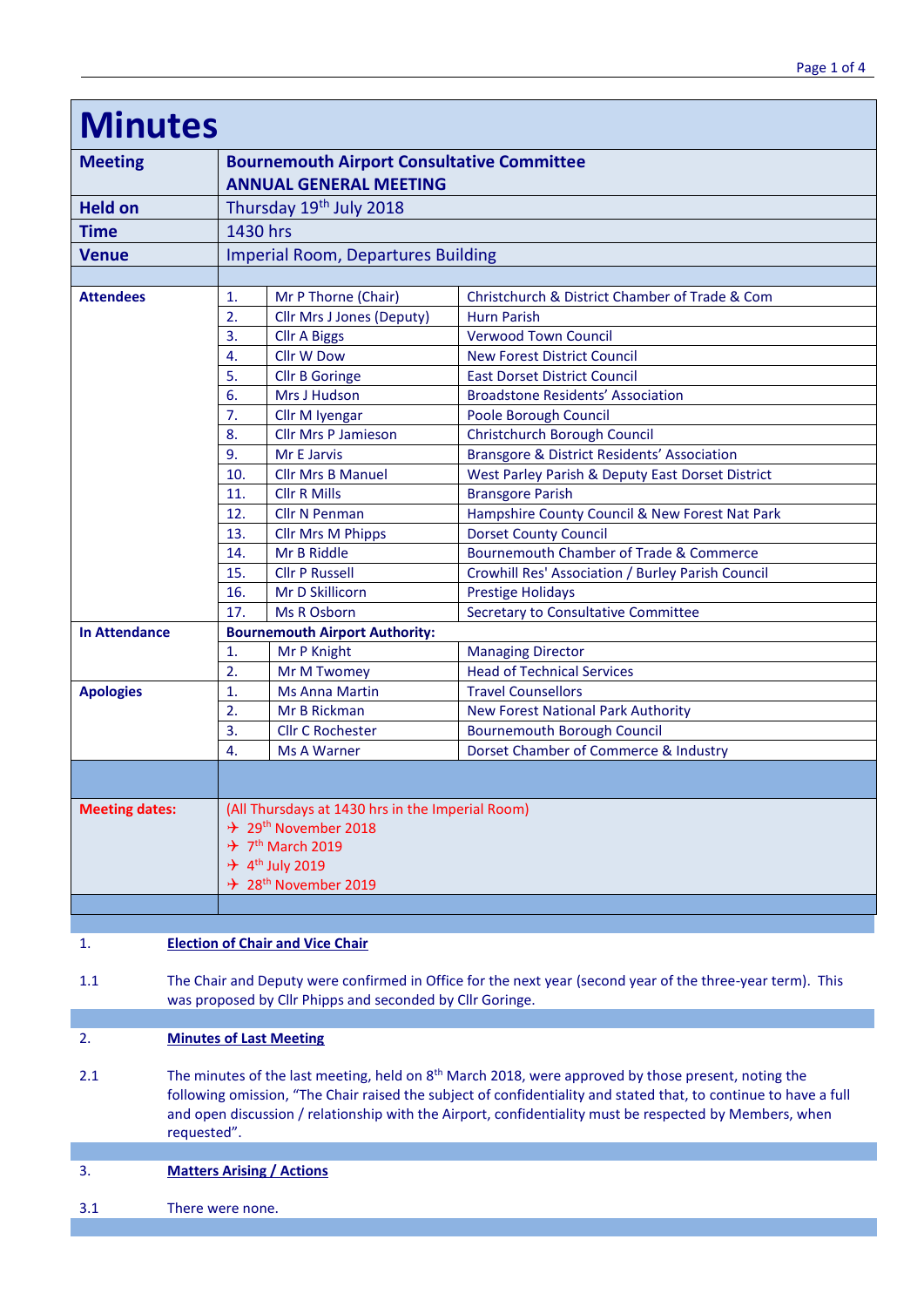# Minutes

| | | | |
|---|---|---|---|
| **Meeting** | **Bournemouth Airport Consultative Committee ANNUAL GENERAL MEETING** | | |
| **Held on** | Thursday 19th July 2018 | | |
| **Time** | 1430 hrs | | |
| **Venue** | Imperial Room, Departures Building | | |
| **Attendees** | 1. | Mr P Thorne (Chair) | Christchurch & District Chamber of Trade & Com |
| | 2. | Cllr Mrs J Jones (Deputy) | Hurn Parish |
| | 3. | Cllr A Biggs | Verwood Town Council |
| | 4. | Cllr W Dow | New Forest District Council |
| | 5. | Cllr B Goringe | East Dorset District Council |
| | 6. | Mrs J Hudson | Broadstone Residents' Association |
| | 7. | Cllr M Iyengar | Poole Borough Council |
| | 8. | Cllr Mrs P Jamieson | Christchurch Borough Council |
| | 9. | Mr E Jarvis | Bransgore & District Residents' Association |
| | 10. | Cllr Mrs B Manuel | West Parley Parish & Deputy East Dorset District |
| | 11. | Cllr R Mills | Bransgore Parish |
| | 12. | Cllr N Penman | Hampshire County Council & New Forest Nat Park |
| | 13. | Cllr Mrs M Phipps | Dorset County Council |
| | 14. | Mr B Riddle | Bournemouth Chamber of Trade & Commerce |
| | 15. | Cllr P Russell | Crowhill Res' Association / Burley Parish Council |
| | 16. | Mr D Skillicorn | Prestige Holidays |
| | 17. | Ms R Osborn | Secretary to Consultative Committee |
| **In Attendance** | **Bournemouth Airport Authority:** | | |
| | 1. | Mr P Knight | Managing Director |
| | 2. | Mr M Twomey | Head of Technical Services |
| **Apologies** | 1. | Ms Anna Martin | Travel Counsellors |
| | 2. | Mr B Rickman | New Forest National Park Authority |
| | 3. | Cllr C Rochester | Bournemouth Borough Council |
| | 4. | Ms A Warner | Dorset Chamber of Commerce & Industry |
| **Meeting dates:** | (All Thursdays at 1430 hrs in the Imperial Room)<br>✈ 29th November 2018<br>✈ 7th March 2019<br>✈ 4th July 2019<br>✈ 28th November 2019 | | |

1. **Election of Chair and Vice Chair**

1.1 The Chair and Deputy were confirmed in Office for the next year (second year of the three-year term). This was proposed by Cllr Phipps and seconded by Cllr Goringe.

2. **Minutes of Last Meeting**

2.1 The minutes of the last meeting, held on 8th March 2018, were approved by those present, noting the following omission, "The Chair raised the subject of confidentiality and stated that, to continue to have a full and open discussion / relationship with the Airport, confidentiality must be respected by Members, when requested".

3. **Matters Arising / Actions**

3.1 There were none.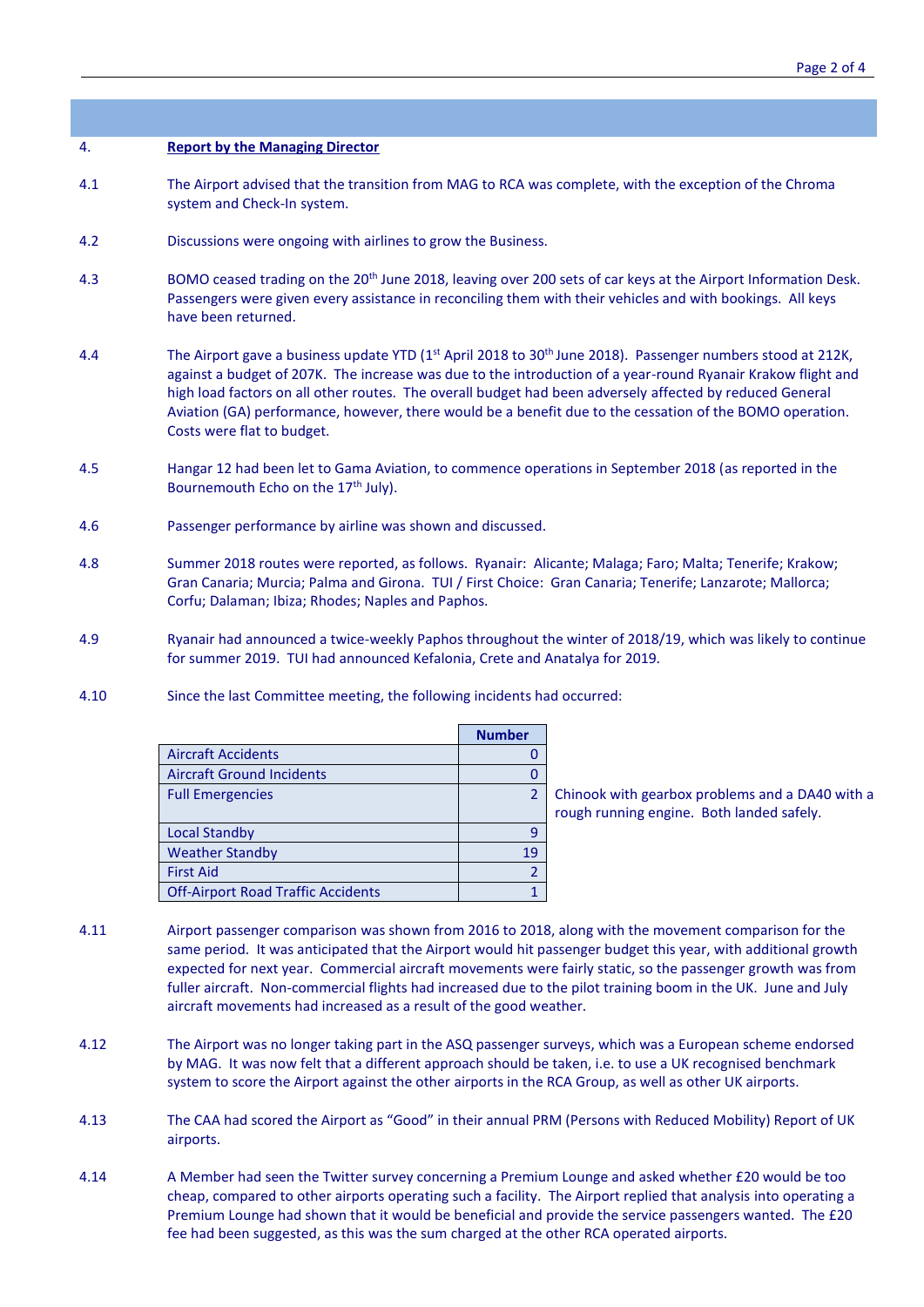4. **Report by the Managing Director**

4.1 The Airport advised that the transition from MAG to RCA was complete, with the exception of the Chroma system and Check-In system.

4.2 Discussions were ongoing with airlines to grow the Business.

4.3 BOMO ceased trading on the 20th June 2018, leaving over 200 sets of car keys at the Airport Information Desk. Passengers were given every assistance in reconciling them with their vehicles and with bookings. All keys have been returned.

4.4 The Airport gave a business update YTD (1st April 2018 to 30th June 2018). Passenger numbers stood at 212K, against a budget of 207K. The increase was due to the introduction of a year-round Ryanair Krakow flight and high load factors on all other routes. The overall budget had been adversely affected by reduced General Aviation (GA) performance, however, there would be a benefit due to the cessation of the BOMO operation. Costs were flat to budget.

4.5 Hangar 12 had been let to Gama Aviation, to commence operations in September 2018 (as reported in the Bournemouth Echo on the 17th July).

4.6 Passenger performance by airline was shown and discussed.

4.8 Summer 2018 routes were reported, as follows. Ryanair: Alicante; Malaga; Faro; Malta; Tenerife; Krakow; Gran Canaria; Murcia; Palma and Girona. TUI / First Choice: Gran Canaria; Tenerife; Lanzarote; Mallorca; Corfu; Dalaman; Ibiza; Rhodes; Naples and Paphos.

4.9 Ryanair had announced a twice-weekly Paphos throughout the winter of 2018/19, which was likely to continue for summer 2019. TUI had announced Kefalonia, Crete and Anatalya for 2019.

4.10 Since the last Committee meeting, the following incidents had occurred:

| | Number | |
|---|---|---|
| Aircraft Accidents | 0 | |
| Aircraft Ground Incidents | 0 | |
| Full Emergencies | 2 | Chinook with gearbox problems and a DA40 with a rough running engine. Both landed safely. |
| Local Standby | 9 | |
| Weather Standby | 19 | |
| First Aid | 2 | |
| Off-Airport Road Traffic Accidents | 1 | |

4.11 Airport passenger comparison was shown from 2016 to 2018, along with the movement comparison for the same period. It was anticipated that the Airport would hit passenger budget this year, with additional growth expected for next year. Commercial aircraft movements were fairly static, so the passenger growth was from fuller aircraft. Non-commercial flights had increased due to the pilot training boom in the UK. June and July aircraft movements had increased as a result of the good weather.

4.12 The Airport was no longer taking part in the ASQ passenger surveys, which was a European scheme endorsed by MAG. It was now felt that a different approach should be taken, i.e. to use a UK recognised benchmark system to score the Airport against the other airports in the RCA Group, as well as other UK airports.

4.13 The CAA had scored the Airport as "Good" in their annual PRM (Persons with Reduced Mobility) Report of UK airports.

4.14 A Member had seen the Twitter survey concerning a Premium Lounge and asked whether £20 would be too cheap, compared to other airports operating such a facility. The Airport replied that analysis into operating a Premium Lounge had shown that it would be beneficial and provide the service passengers wanted. The £20 fee had been suggested, as this was the sum charged at the other RCA operated airports.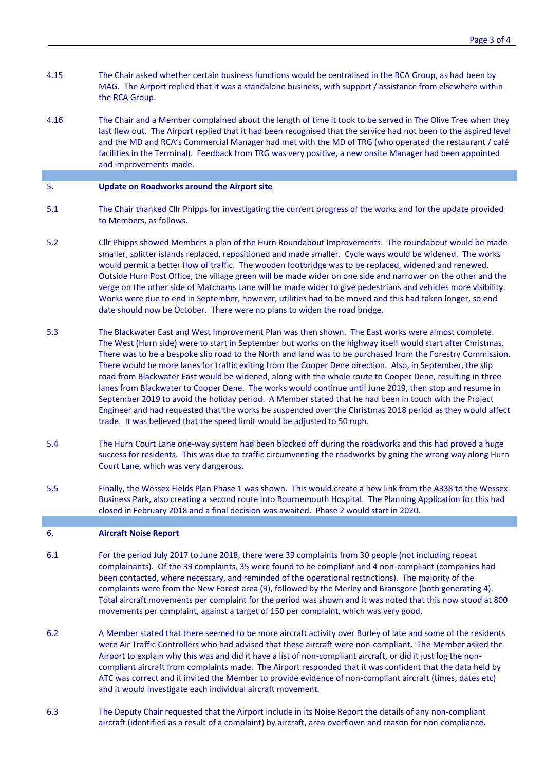4.15 The Chair asked whether certain business functions would be centralised in the RCA Group, as had been by MAG. The Airport replied that it was a standalone business, with support / assistance from elsewhere within the RCA Group.

4.16 The Chair and a Member complained about the length of time it took to be served in The Olive Tree when they last flew out. The Airport replied that it had been recognised that the service had not been to the aspired level and the MD and RCA's Commercial Manager had met with the MD of TRG (who operated the restaurant / café facilities in the Terminal). Feedback from TRG was very positive, a new onsite Manager had been appointed and improvements made.

## 5. Update on Roadworks around the Airport site

5.1 The Chair thanked Cllr Phipps for investigating the current progress of the works and for the update provided to Members, as follows.

5.2 Cllr Phipps showed Members a plan of the Hurn Roundabout Improvements. The roundabout would be made smaller, splitter islands replaced, repositioned and made smaller. Cycle ways would be widened. The works would permit a better flow of traffic. The wooden footbridge was to be replaced, widened and renewed. Outside Hurn Post Office, the village green will be made wider on one side and narrower on the other and the verge on the other side of Matchams Lane will be made wider to give pedestrians and vehicles more visibility. Works were due to end in September, however, utilities had to be moved and this had taken longer, so end date should now be October. There were no plans to widen the road bridge.

5.3 The Blackwater East and West Improvement Plan was then shown. The East works were almost complete. The West (Hurn side) were to start in September but works on the highway itself would start after Christmas. There was to be a bespoke slip road to the North and land was to be purchased from the Forestry Commission. There would be more lanes for traffic exiting from the Cooper Dene direction. Also, in September, the slip road from Blackwater East would be widened, along with the whole route to Cooper Dene, resulting in three lanes from Blackwater to Cooper Dene. The works would continue until June 2019, then stop and resume in September 2019 to avoid the holiday period. A Member stated that he had been in touch with the Project Engineer and had requested that the works be suspended over the Christmas 2018 period as they would affect trade. It was believed that the speed limit would be adjusted to 50 mph.

5.4 The Hurn Court Lane one-way system had been blocked off during the roadworks and this had proved a huge success for residents. This was due to traffic circumventing the roadworks by going the wrong way along Hurn Court Lane, which was very dangerous.

5.5 Finally, the Wessex Fields Plan Phase 1 was shown. This would create a new link from the A338 to the Wessex Business Park, also creating a second route into Bournemouth Hospital. The Planning Application for this had closed in February 2018 and a final decision was awaited. Phase 2 would start in 2020.

## 6. Aircraft Noise Report

6.1 For the period July 2017 to June 2018, there were 39 complaints from 30 people (not including repeat complainants). Of the 39 complaints, 35 were found to be compliant and 4 non-compliant (companies had been contacted, where necessary, and reminded of the operational restrictions). The majority of the complaints were from the New Forest area (9), followed by the Merley and Bransgore (both generating 4). Total aircraft movements per complaint for the period was shown and it was noted that this now stood at 800 movements per complaint, against a target of 150 per complaint, which was very good.

6.2 A Member stated that there seemed to be more aircraft activity over Burley of late and some of the residents were Air Traffic Controllers who had advised that these aircraft were non-compliant. The Member asked the Airport to explain why this was and did it have a list of non-compliant aircraft, or did it just log the non-compliant aircraft from complaints made. The Airport responded that it was confident that the data held by ATC was correct and it invited the Member to provide evidence of non-compliant aircraft (times, dates etc) and it would investigate each individual aircraft movement.

6.3 The Deputy Chair requested that the Airport include in its Noise Report the details of any non-compliant aircraft (identified as a result of a complaint) by aircraft, area overflown and reason for non-compliance.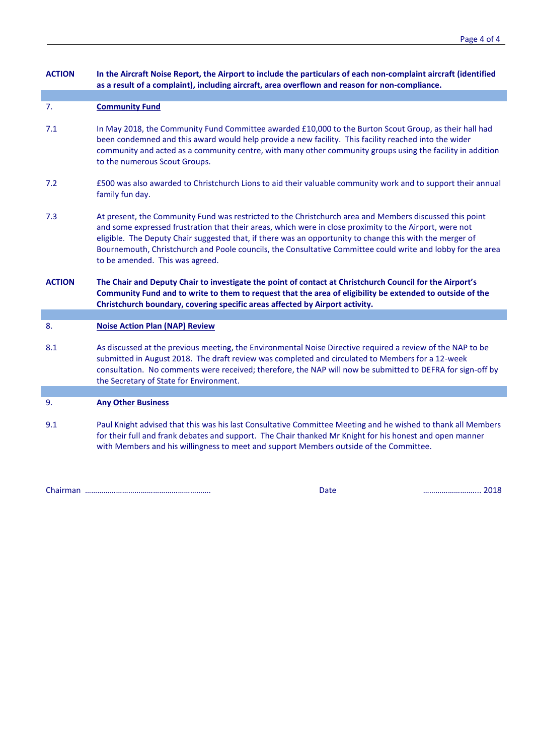**ACTION** **In the Aircraft Noise Report, the Airport to include the particulars of each non-complaint aircraft (identified as a result of a complaint), including aircraft, area overflown and reason for non-compliance.**

## 7. Community Fund

7.1 In May 2018, the Community Fund Committee awarded £10,000 to the Burton Scout Group, as their hall had been condemned and this award would help provide a new facility. This facility reached into the wider community and acted as a community centre, with many other community groups using the facility in addition to the numerous Scout Groups.

7.2 £500 was also awarded to Christchurch Lions to aid their valuable community work and to support their annual family fun day.

7.3 At present, the Community Fund was restricted to the Christchurch area and Members discussed this point and some expressed frustration that their areas, which were in close proximity to the Airport, were not eligible. The Deputy Chair suggested that, if there was an opportunity to change this with the merger of Bournemouth, Christchurch and Poole councils, the Consultative Committee could write and lobby for the area to be amended. This was agreed.

**ACTION** **The Chair and Deputy Chair to investigate the point of contact at Christchurch Council for the Airport's Community Fund and to write to them to request that the area of eligibility be extended to outside of the Christchurch boundary, covering specific areas affected by Airport activity.**

## 8. Noise Action Plan (NAP) Review

8.1 As discussed at the previous meeting, the Environmental Noise Directive required a review of the NAP to be submitted in August 2018. The draft review was completed and circulated to Members for a 12-week consultation. No comments were received; therefore, the NAP will now be submitted to DEFRA for sign-off by the Secretary of State for Environment.

## 9. Any Other Business

9.1 Paul Knight advised that this was his last Consultative Committee Meeting and he wished to thank all Members for their full and frank debates and support. The Chair thanked Mr Knight for his honest and open manner with Members and his willingness to meet and support Members outside of the Committee.

Chairman ………………………………………………….  Date  ……………………... 2018